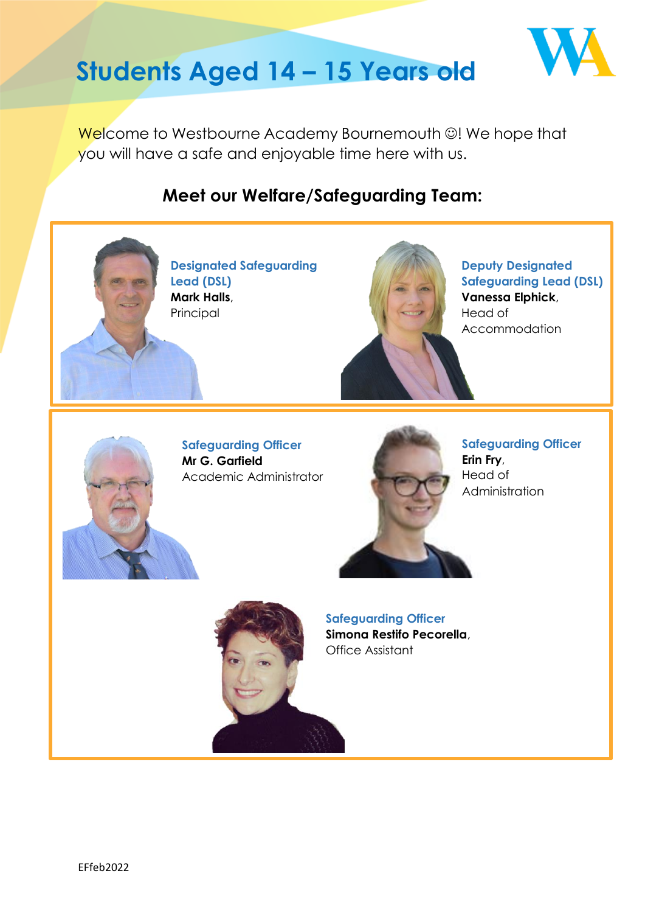# Students Aged 14 – 15 Years old

Welcome to Westbourne Academy Bournemouth ☺! We hope that you will have a safe and enjoyable time here with us.

## Meet our Welfare/Safeguarding Team:

**Designated Safeguarding Lead (DSL)**
**Mark Halls**,
Principal

**Deputy Designated Safeguarding Lead (DSL)**
**Vanessa Elphick**,
Head of Accommodation

**Safeguarding Officer**
**Mr G. Garfield**
Academic Administrator

**Safeguarding Officer**
**Erin Fry**,
Head of Administration

**Safeguarding Officer**
**Simona Restifo Pecorella**,
Office Assistant

EFfeb2022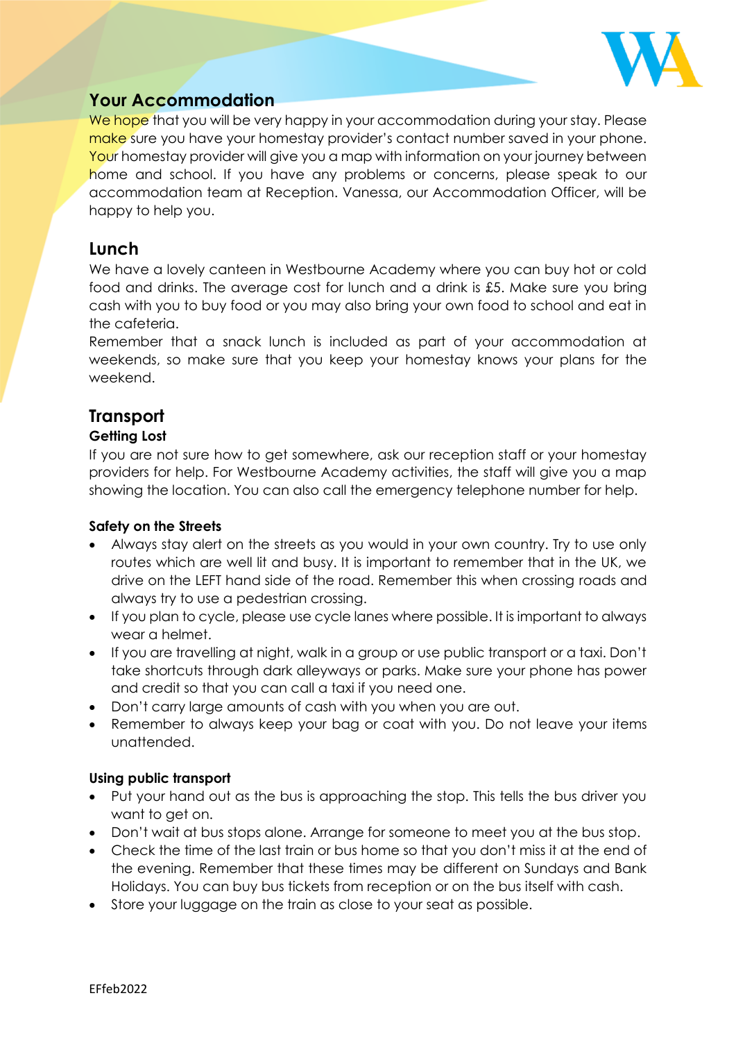## Your Accommodation

We hope that you will be very happy in your accommodation during your stay. Please make sure you have your homestay provider's contact number saved in your phone. Your homestay provider will give you a map with information on your journey between home and school. If you have any problems or concerns, please speak to our accommodation team at Reception. Vanessa, our Accommodation Officer, will be happy to help you.

## Lunch

We have a lovely canteen in Westbourne Academy where you can buy hot or cold food and drinks. The average cost for lunch and a drink is £5. Make sure you bring cash with you to buy food or you may also bring your own food to school and eat in the cafeteria.

Remember that a snack lunch is included as part of your accommodation at weekends, so make sure that you keep your homestay knows your plans for the weekend.

## Transport

### Getting Lost

If you are not sure how to get somewhere, ask our reception staff or your homestay providers for help. For Westbourne Academy activities, the staff will give you a map showing the location. You can also call the emergency telephone number for help.

### Safety on the Streets

- Always stay alert on the streets as you would in your own country. Try to use only routes which are well lit and busy. It is important to remember that in the UK, we drive on the LEFT hand side of the road. Remember this when crossing roads and always try to use a pedestrian crossing.
- If you plan to cycle, please use cycle lanes where possible. It is important to always wear a helmet.
- If you are travelling at night, walk in a group or use public transport or a taxi. Don't take shortcuts through dark alleyways or parks. Make sure your phone has power and credit so that you can call a taxi if you need one.
- Don't carry large amounts of cash with you when you are out.
- Remember to always keep your bag or coat with you. Do not leave your items unattended.

### Using public transport

- Put your hand out as the bus is approaching the stop. This tells the bus driver you want to get on.
- Don't wait at bus stops alone. Arrange for someone to meet you at the bus stop.
- Check the time of the last train or bus home so that you don't miss it at the end of the evening. Remember that these times may be different on Sundays and Bank Holidays. You can buy bus tickets from reception or on the bus itself with cash.
- Store your luggage on the train as close to your seat as possible.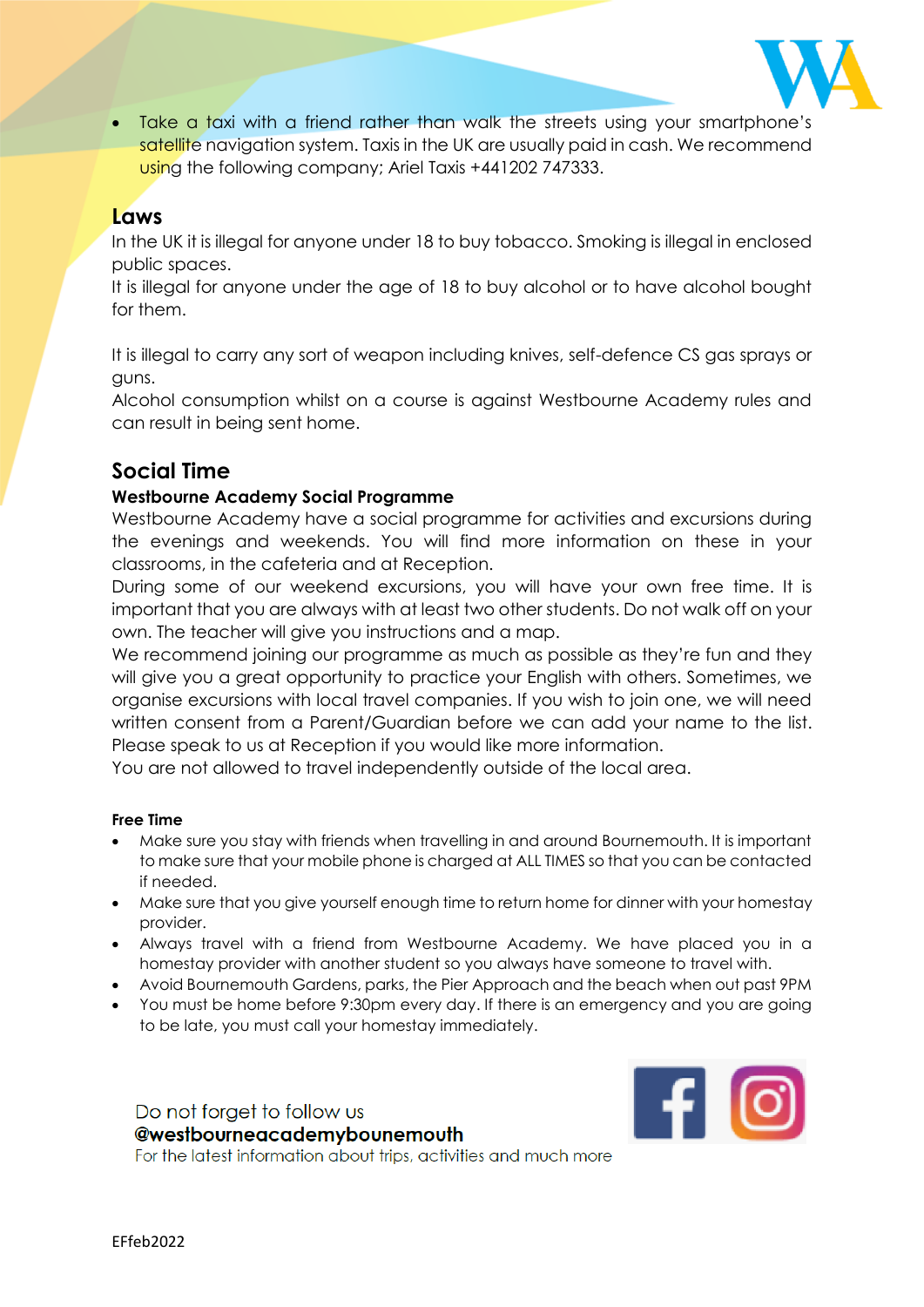- Take a taxi with a friend rather than walk the streets using your smartphone's satellite navigation system. Taxis in the UK are usually paid in cash. We recommend using the following company; Ariel Taxis +441202 747333.

## Laws

In the UK it is illegal for anyone under 18 to buy tobacco. Smoking is illegal in enclosed public spaces.
It is illegal for anyone under the age of 18 to buy alcohol or to have alcohol bought for them.

It is illegal to carry any sort of weapon including knives, self-defence CS gas sprays or guns.
Alcohol consumption whilst on a course is against Westbourne Academy rules and can result in being sent home.

## Social Time

### Westbourne Academy Social Programme

Westbourne Academy have a social programme for activities and excursions during the evenings and weekends. You will find more information on these in your classrooms, in the cafeteria and at Reception.
During some of our weekend excursions, you will have your own free time. It is important that you are always with at least two other students. Do not walk off on your own. The teacher will give you instructions and a map.
We recommend joining our programme as much as possible as they're fun and they will give you a great opportunity to practice your English with others. Sometimes, we organise excursions with local travel companies. If you wish to join one, we will need written consent from a Parent/Guardian before we can add your name to the list. Please speak to us at Reception if you would like more information.
You are not allowed to travel independently outside of the local area.

### Free Time

- Make sure you stay with friends when travelling in and around Bournemouth. It is important to make sure that your mobile phone is charged at ALL TIMES so that you can be contacted if needed.
- Make sure that you give yourself enough time to return home for dinner with your homestay provider.
- Always travel with a friend from Westbourne Academy. We have placed you in a homestay provider with another student so you always have someone to travel with.
- Avoid Bournemouth Gardens, parks, the Pier Approach and the beach when out past 9PM
- You must be home before 9:30pm every day. If there is an emergency and you are going to be late, you must call your homestay immediately.

Do not forget to follow us
**@westbourneacademybounemouth**
For the latest information about trips, activities and much more

EFfeb2022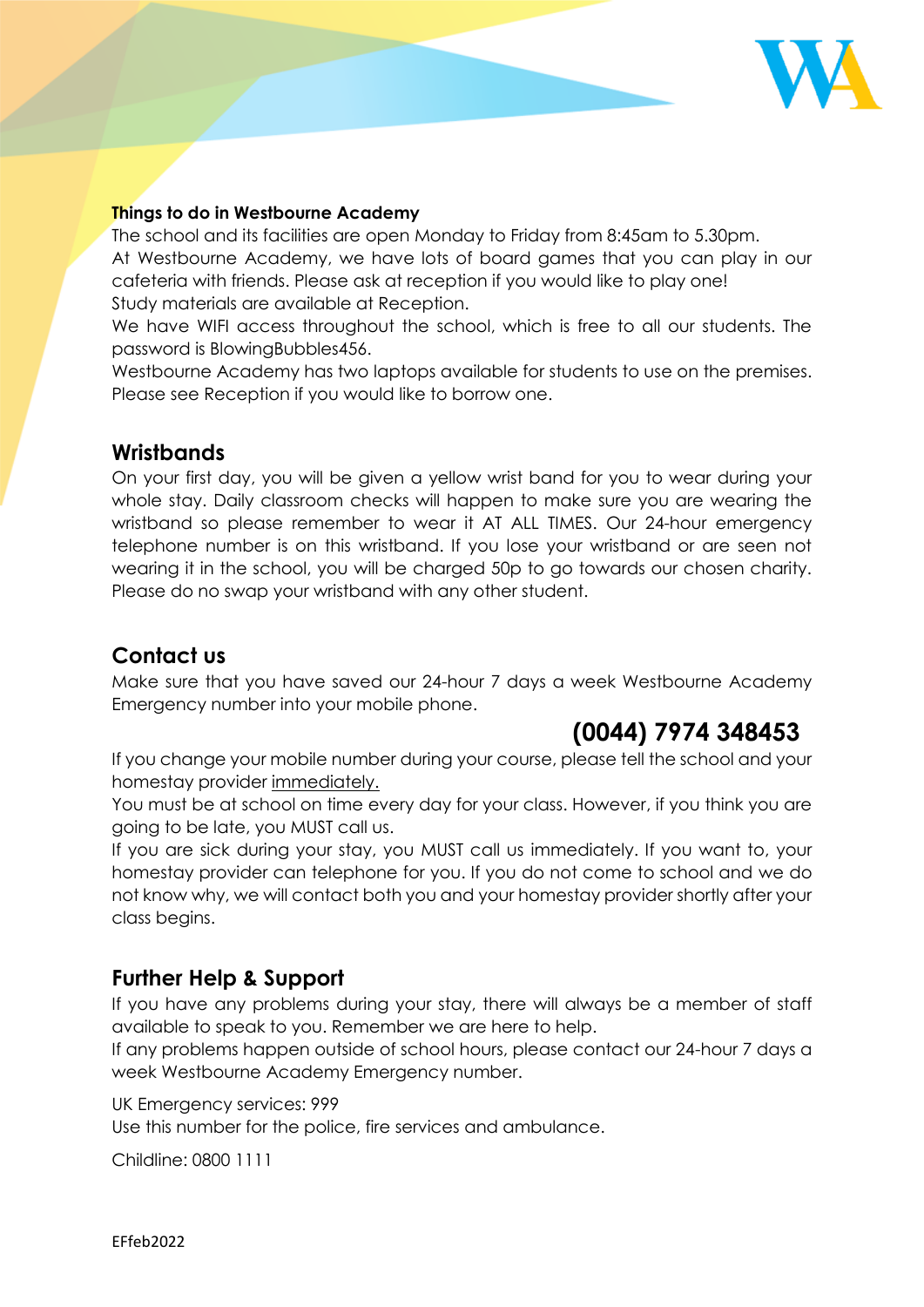**Things to do in Westbourne Academy**

The school and its facilities are open Monday to Friday from 8:45am to 5.30pm.

At Westbourne Academy, we have lots of board games that you can play in our cafeteria with friends. Please ask at reception if you would like to play one!

Study materials are available at Reception.

We have WIFI access throughout the school, which is free to all our students. The password is BlowingBubbles456.

Westbourne Academy has two laptops available for students to use on the premises. Please see Reception if you would like to borrow one.

## Wristbands

On your first day, you will be given a yellow wrist band for you to wear during your whole stay. Daily classroom checks will happen to make sure you are wearing the wristband so please remember to wear it AT ALL TIMES. Our 24-hour emergency telephone number is on this wristband. If you lose your wristband or are seen not wearing it in the school, you will be charged 50p to go towards our chosen charity. Please do no swap your wristband with any other student.

## Contact us

Make sure that you have saved our 24-hour 7 days a week Westbourne Academy Emergency number into your mobile phone.

**(0044) 7974 348453**

If you change your mobile number during your course, please tell the school and your homestay provider immediately.

You must be at school on time every day for your class. However, if you think you are going to be late, you MUST call us.

If you are sick during your stay, you MUST call us immediately. If you want to, your homestay provider can telephone for you. If you do not come to school and we do not know why, we will contact both you and your homestay provider shortly after your class begins.

## Further Help & Support

If you have any problems during your stay, there will always be a member of staff available to speak to you. Remember we are here to help.

If any problems happen outside of school hours, please contact our 24-hour 7 days a week Westbourne Academy Emergency number.

UK Emergency services: 999

Use this number for the police, fire services and ambulance.

Childline: 0800 1111

EFfeb2022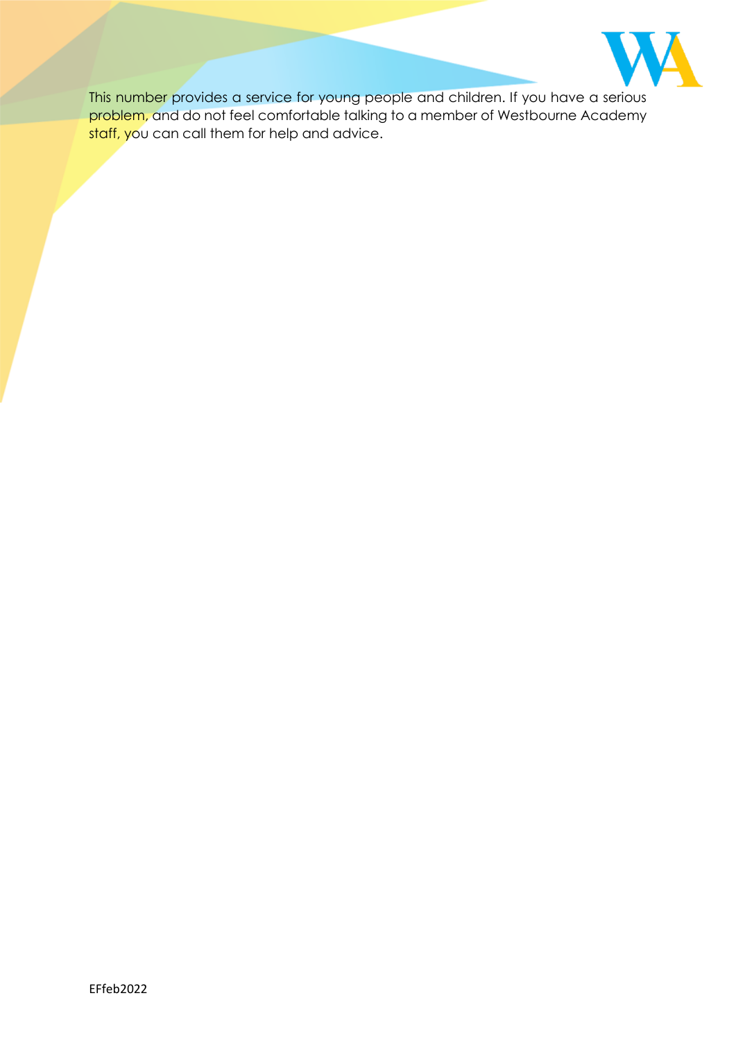This number provides a service for young people and children. If you have a serious problem, and do not feel comfortable talking to a member of Westbourne Academy staff, you can call them for help and advice.

EFfeb2022